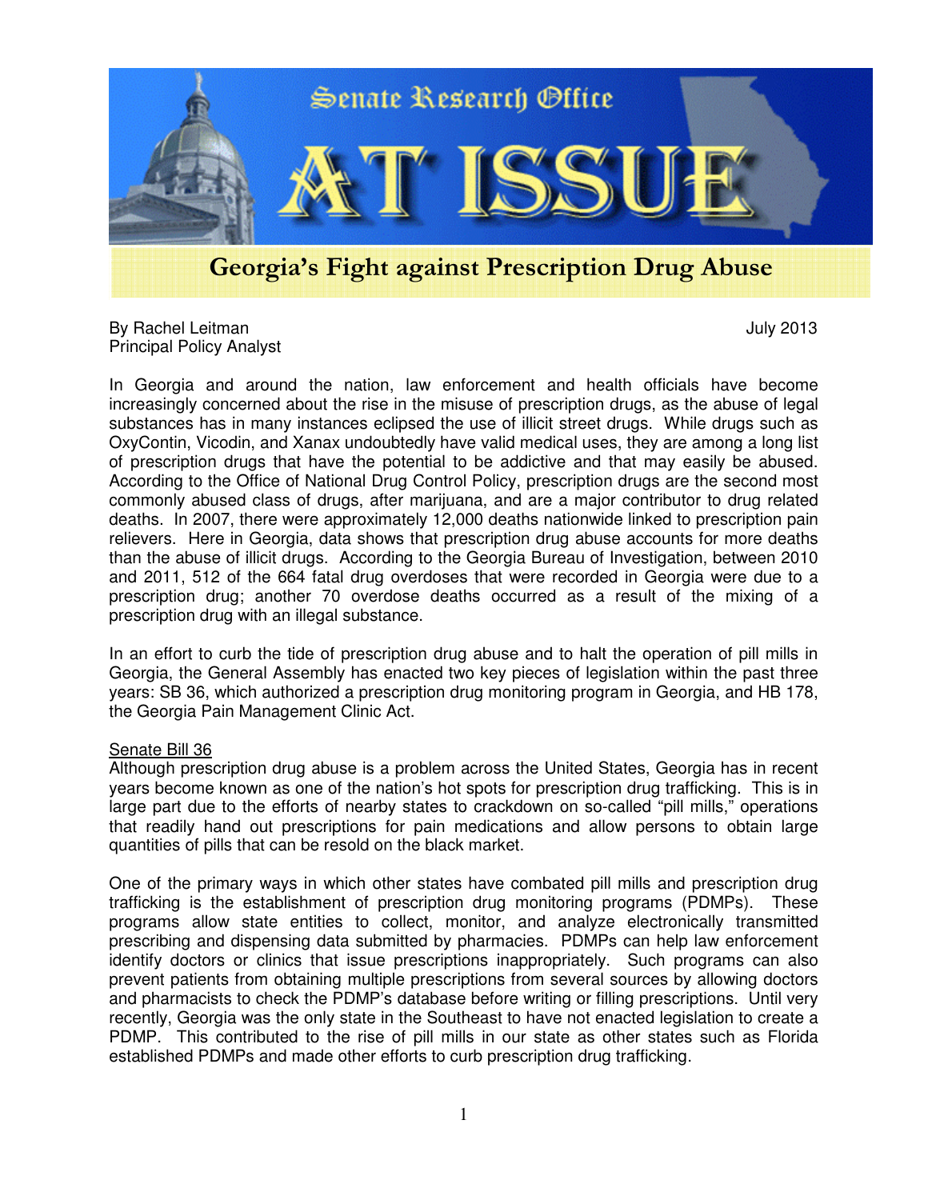Senate Research Office

# AT ISSUE

## Georgia's Fight against Prescription Drug Abuse

By Rachel Leitman
Principal Policy Analyst

July 2013

In Georgia and around the nation, law enforcement and health officials have become increasingly concerned about the rise in the misuse of prescription drugs, as the abuse of legal substances has in many instances eclipsed the use of illicit street drugs. While drugs such as OxyContin, Vicodin, and Xanax undoubtedly have valid medical uses, they are among a long list of prescription drugs that have the potential to be addictive and that may easily be abused. According to the Office of National Drug Control Policy, prescription drugs are the second most commonly abused class of drugs, after marijuana, and are a major contributor to drug related deaths. In 2007, there were approximately 12,000 deaths nationwide linked to prescription pain relievers. Here in Georgia, data shows that prescription drug abuse accounts for more deaths than the abuse of illicit drugs. According to the Georgia Bureau of Investigation, between 2010 and 2011, 512 of the 664 fatal drug overdoses that were recorded in Georgia were due to a prescription drug; another 70 overdose deaths occurred as a result of the mixing of a prescription drug with an illegal substance.

In an effort to curb the tide of prescription drug abuse and to halt the operation of pill mills in Georgia, the General Assembly has enacted two key pieces of legislation within the past three years: SB 36, which authorized a prescription drug monitoring program in Georgia, and HB 178, the Georgia Pain Management Clinic Act.

### Senate Bill 36

Although prescription drug abuse is a problem across the United States, Georgia has in recent years become known as one of the nation's hot spots for prescription drug trafficking. This is in large part due to the efforts of nearby states to crackdown on so-called "pill mills," operations that readily hand out prescriptions for pain medications and allow persons to obtain large quantities of pills that can be resold on the black market.

One of the primary ways in which other states have combated pill mills and prescription drug trafficking is the establishment of prescription drug monitoring programs (PDMPs). These programs allow state entities to collect, monitor, and analyze electronically transmitted prescribing and dispensing data submitted by pharmacies. PDMPs can help law enforcement identify doctors or clinics that issue prescriptions inappropriately. Such programs can also prevent patients from obtaining multiple prescriptions from several sources by allowing doctors and pharmacists to check the PDMP's database before writing or filling prescriptions. Until very recently, Georgia was the only state in the Southeast to have not enacted legislation to create a PDMP. This contributed to the rise of pill mills in our state as other states such as Florida established PDMPs and made other efforts to curb prescription drug trafficking.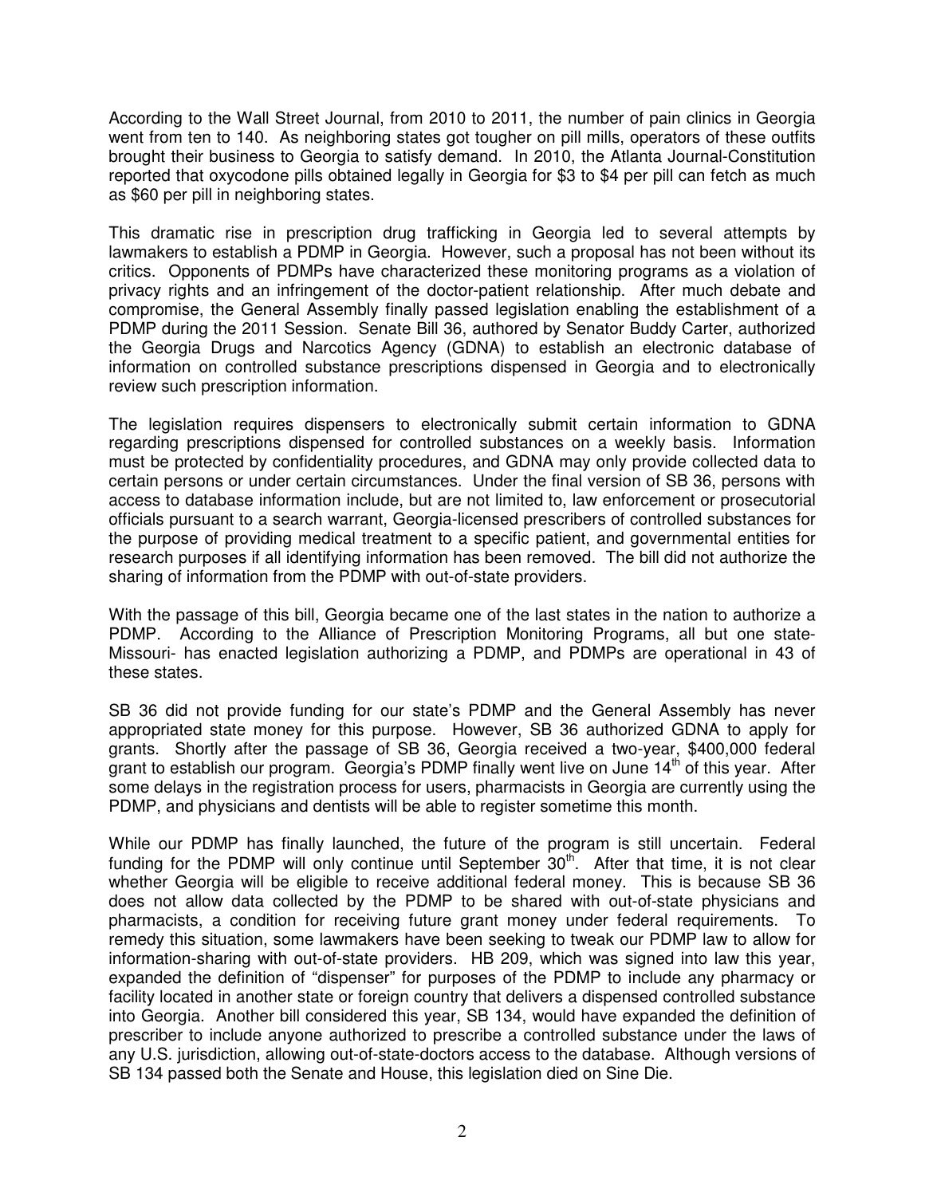According to the Wall Street Journal, from 2010 to 2011, the number of pain clinics in Georgia went from ten to 140. As neighboring states got tougher on pill mills, operators of these outfits brought their business to Georgia to satisfy demand. In 2010, the Atlanta Journal-Constitution reported that oxycodone pills obtained legally in Georgia for $3 to $4 per pill can fetch as much as $60 per pill in neighboring states.

This dramatic rise in prescription drug trafficking in Georgia led to several attempts by lawmakers to establish a PDMP in Georgia. However, such a proposal has not been without its critics. Opponents of PDMPs have characterized these monitoring programs as a violation of privacy rights and an infringement of the doctor-patient relationship. After much debate and compromise, the General Assembly finally passed legislation enabling the establishment of a PDMP during the 2011 Session. Senate Bill 36, authored by Senator Buddy Carter, authorized the Georgia Drugs and Narcotics Agency (GDNA) to establish an electronic database of information on controlled substance prescriptions dispensed in Georgia and to electronically review such prescription information.

The legislation requires dispensers to electronically submit certain information to GDNA regarding prescriptions dispensed for controlled substances on a weekly basis. Information must be protected by confidentiality procedures, and GDNA may only provide collected data to certain persons or under certain circumstances. Under the final version of SB 36, persons with access to database information include, but are not limited to, law enforcement or prosecutorial officials pursuant to a search warrant, Georgia-licensed prescribers of controlled substances for the purpose of providing medical treatment to a specific patient, and governmental entities for research purposes if all identifying information has been removed. The bill did not authorize the sharing of information from the PDMP with out-of-state providers.

With the passage of this bill, Georgia became one of the last states in the nation to authorize a PDMP. According to the Alliance of Prescription Monitoring Programs, all but one state- Missouri- has enacted legislation authorizing a PDMP, and PDMPs are operational in 43 of these states.

SB 36 did not provide funding for our state's PDMP and the General Assembly has never appropriated state money for this purpose. However, SB 36 authorized GDNA to apply for grants. Shortly after the passage of SB 36, Georgia received a two-year, $400,000 federal grant to establish our program. Georgia's PDMP finally went live on June 14th of this year. After some delays in the registration process for users, pharmacists in Georgia are currently using the PDMP, and physicians and dentists will be able to register sometime this month.

While our PDMP has finally launched, the future of the program is still uncertain. Federal funding for the PDMP will only continue until September 30th. After that time, it is not clear whether Georgia will be eligible to receive additional federal money. This is because SB 36 does not allow data collected by the PDMP to be shared with out-of-state physicians and pharmacists, a condition for receiving future grant money under federal requirements. To remedy this situation, some lawmakers have been seeking to tweak our PDMP law to allow for information-sharing with out-of-state providers. HB 209, which was signed into law this year, expanded the definition of "dispenser" for purposes of the PDMP to include any pharmacy or facility located in another state or foreign country that delivers a dispensed controlled substance into Georgia. Another bill considered this year, SB 134, would have expanded the definition of prescriber to include anyone authorized to prescribe a controlled substance under the laws of any U.S. jurisdiction, allowing out-of-state-doctors access to the database. Although versions of SB 134 passed both the Senate and House, this legislation died on Sine Die.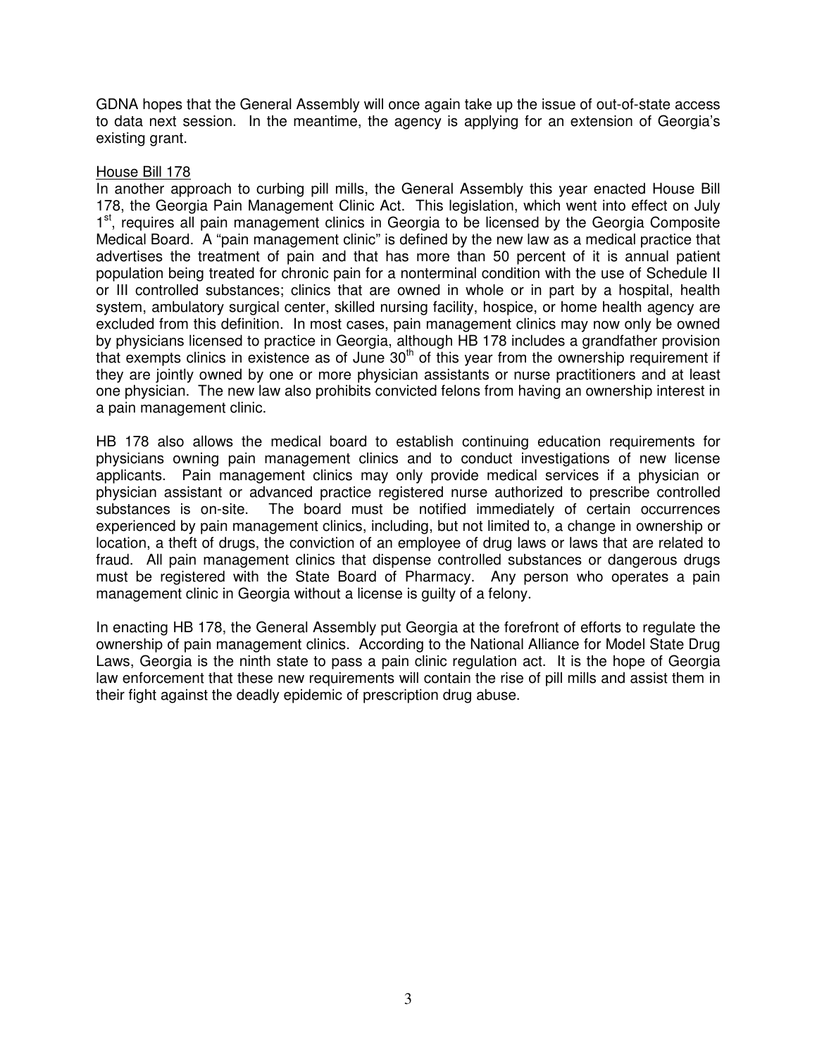GDNA hopes that the General Assembly will once again take up the issue of out-of-state access to data next session. In the meantime, the agency is applying for an extension of Georgia's existing grant.

House Bill 178

In another approach to curbing pill mills, the General Assembly this year enacted House Bill 178, the Georgia Pain Management Clinic Act. This legislation, which went into effect on July 1st, requires all pain management clinics in Georgia to be licensed by the Georgia Composite Medical Board. A "pain management clinic" is defined by the new law as a medical practice that advertises the treatment of pain and that has more than 50 percent of it is annual patient population being treated for chronic pain for a nonterminal condition with the use of Schedule II or III controlled substances; clinics that are owned in whole or in part by a hospital, health system, ambulatory surgical center, skilled nursing facility, hospice, or home health agency are excluded from this definition. In most cases, pain management clinics may now only be owned by physicians licensed to practice in Georgia, although HB 178 includes a grandfather provision that exempts clinics in existence as of June 30th of this year from the ownership requirement if they are jointly owned by one or more physician assistants or nurse practitioners and at least one physician. The new law also prohibits convicted felons from having an ownership interest in a pain management clinic.

HB 178 also allows the medical board to establish continuing education requirements for physicians owning pain management clinics and to conduct investigations of new license applicants. Pain management clinics may only provide medical services if a physician or physician assistant or advanced practice registered nurse authorized to prescribe controlled substances is on-site. The board must be notified immediately of certain occurrences experienced by pain management clinics, including, but not limited to, a change in ownership or location, a theft of drugs, the conviction of an employee of drug laws or laws that are related to fraud. All pain management clinics that dispense controlled substances or dangerous drugs must be registered with the State Board of Pharmacy. Any person who operates a pain management clinic in Georgia without a license is guilty of a felony.

In enacting HB 178, the General Assembly put Georgia at the forefront of efforts to regulate the ownership of pain management clinics. According to the National Alliance for Model State Drug Laws, Georgia is the ninth state to pass a pain clinic regulation act. It is the hope of Georgia law enforcement that these new requirements will contain the rise of pill mills and assist them in their fight against the deadly epidemic of prescription drug abuse.